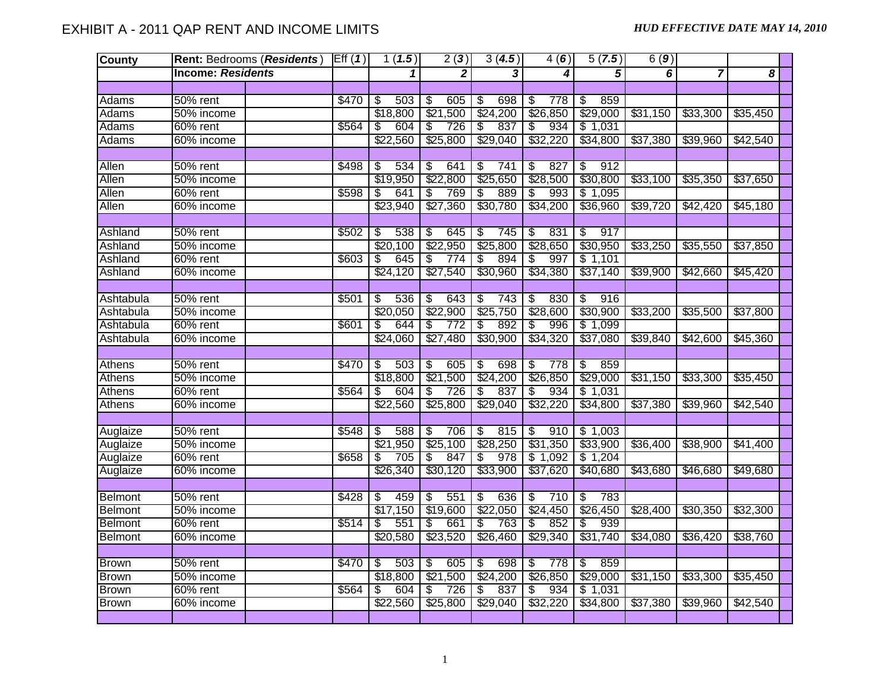# EXHIBIT A - 2011 QAP RENT AND INCOME LIMITS

***HUD EFFECTIVE DATE MAY 14, 2010***

| County | Rent: Bedrooms (***Residents***) | Eff (***1***) | 1 (***1.5***) | 2 (***3***) | 3 (***4.5***) | 4 (***6***) | 5 (***7.5***) | 6 (***9***) | | |
|---|---|---|---|---|---|---|---|---|---|---|
| | **Income: *Residents*** | | ***1*** | ***2*** | ***3*** | ***4*** | ***5*** | ***6*** | ***7*** | ***8*** |
| | | | | | | | | | | |
| Adams | 50% rent | $470 | $ 503 | $ 605 | $ 698 | $ 778 | $ 859 | | | |
| Adams | 50% income | | $18,800 | $21,500 | $24,200 | $26,850 | $29,000 | $31,150 | $33,300 | $35,450 |
| Adams | 60% rent | $564 | $ 604 | $ 726 | $ 837 | $ 934 | $ 1,031 | | | |
| Adams | 60% income | | $22,560 | $25,800 | $29,040 | $32,220 | $34,800 | $37,380 | $39,960 | $42,540 |
| | | | | | | | | | | |
| Allen | 50% rent | $498 | $ 534 | $ 641 | $ 741 | $ 827 | $ 912 | | | |
| Allen | 50% income | | $19,950 | $22,800 | $25,650 | $28,500 | $30,800 | $33,100 | $35,350 | $37,650 |
| Allen | 60% rent | $598 | $ 641 | $ 769 | $ 889 | $ 993 | $ 1,095 | | | |
| Allen | 60% income | | $23,940 | $27,360 | $30,780 | $34,200 | $36,960 | $39,720 | $42,420 | $45,180 |
| | | | | | | | | | | |
| Ashland | 50% rent | $502 | $ 538 | $ 645 | $ 745 | $ 831 | $ 917 | | | |
| Ashland | 50% income | | $20,100 | $22,950 | $25,800 | $28,650 | $30,950 | $33,250 | $35,550 | $37,850 |
| Ashland | 60% rent | $603 | $ 645 | $ 774 | $ 894 | $ 997 | $ 1,101 | | | |
| Ashland | 60% income | | $24,120 | $27,540 | $30,960 | $34,380 | $37,140 | $39,900 | $42,660 | $45,420 |
| | | | | | | | | | | |
| Ashtabula | 50% rent | $501 | $ 536 | $ 643 | $ 743 | $ 830 | $ 916 | | | |
| Ashtabula | 50% income | | $20,050 | $22,900 | $25,750 | $28,600 | $30,900 | $33,200 | $35,500 | $37,800 |
| Ashtabula | 60% rent | $601 | $ 644 | $ 772 | $ 892 | $ 996 | $ 1,099 | | | |
| Ashtabula | 60% income | | $24,060 | $27,480 | $30,900 | $34,320 | $37,080 | $39,840 | $42,600 | $45,360 |
| | | | | | | | | | | |
| Athens | 50% rent | $470 | $ 503 | $ 605 | $ 698 | $ 778 | $ 859 | | | |
| Athens | 50% income | | $18,800 | $21,500 | $24,200 | $26,850 | $29,000 | $31,150 | $33,300 | $35,450 |
| Athens | 60% rent | $564 | $ 604 | $ 726 | $ 837 | $ 934 | $ 1,031 | | | |
| Athens | 60% income | | $22,560 | $25,800 | $29,040 | $32,220 | $34,800 | $37,380 | $39,960 | $42,540 |
| | | | | | | | | | | |
| Auglaize | 50% rent | $548 | $ 588 | $ 706 | $ 815 | $ 910 | $ 1,003 | | | |
| Auglaize | 50% income | | $21,950 | $25,100 | $28,250 | $31,350 | $33,900 | $36,400 | $38,900 | $41,400 |
| Auglaize | 60% rent | $658 | $ 705 | $ 847 | $ 978 | $ 1,092 | $ 1,204 | | | |
| Auglaize | 60% income | | $26,340 | $30,120 | $33,900 | $37,620 | $40,680 | $43,680 | $46,680 | $49,680 |
| | | | | | | | | | | |
| Belmont | 50% rent | $428 | $ 459 | $ 551 | $ 636 | $ 710 | $ 783 | | | |
| Belmont | 50% income | | $17,150 | $19,600 | $22,050 | $24,450 | $26,450 | $28,400 | $30,350 | $32,300 |
| Belmont | 60% rent | $514 | $ 551 | $ 661 | $ 763 | $ 852 | $ 939 | | | |
| Belmont | 60% income | | $20,580 | $23,520 | $26,460 | $29,340 | $31,740 | $34,080 | $36,420 | $38,760 |
| | | | | | | | | | | |
| Brown | 50% rent | $470 | $ 503 | $ 605 | $ 698 | $ 778 | $ 859 | | | |
| Brown | 50% income | | $18,800 | $21,500 | $24,200 | $26,850 | $29,000 | $31,150 | $33,300 | $35,450 |
| Brown | 60% rent | $564 | $ 604 | $ 726 | $ 837 | $ 934 | $ 1,031 | | | |
| Brown | 60% income | | $22,560 | $25,800 | $29,040 | $32,220 | $34,800 | $37,380 | $39,960 | $42,540 |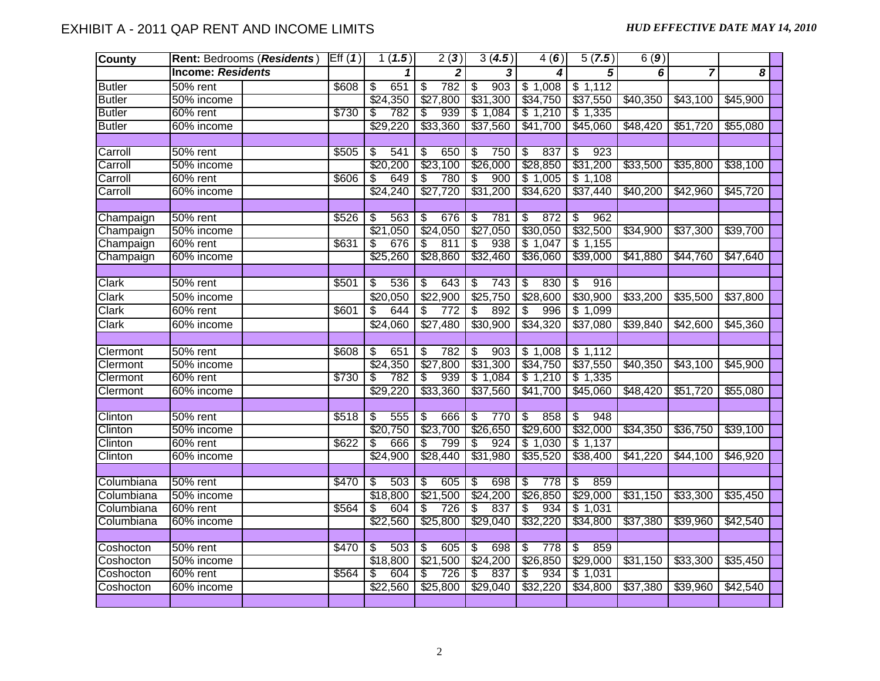# EXHIBIT A - 2011 QAP RENT AND INCOME LIMITS

***HUD EFFECTIVE DATE MAY 14, 2010***

| County | Rent: Bedrooms (*Residents*) | | Eff (*1*) | 1 (*1.5*) | 2 (*3*) | 3 (*4.5*) | 4 (*6*) | 5 (*7.5*) | 6 (*9*) | | |
|---|---|---|---|---|---|---|---|---|---|---|---|
| | **Income: *Residents*** | | | ***1*** | ***2*** | ***3*** | ***4*** | ***5*** | ***6*** | ***7*** | ***8*** |
| Butler | 50% rent | | $608 | $ 651 | $ 782 | $ 903 | $ 1,008 | $ 1,112 | | | |
| Butler | 50% income | | | $24,350 | $27,800 | $31,300 | $34,750 | $37,550 | $40,350 | $43,100 | $45,900 |
| Butler | 60% rent | | $730 | $ 782 | $ 939 | $ 1,084 | $ 1,210 | $ 1,335 | | | |
| Butler | 60% income | | | $29,220 | $33,360 | $37,560 | $41,700 | $45,060 | $48,420 | $51,720 | $55,080 |
| | | | | | | | | | | | |
| Carroll | 50% rent | | $505 | $ 541 | $ 650 | $ 750 | $ 837 | $ 923 | | | |
| Carroll | 50% income | | | $20,200 | $23,100 | $26,000 | $28,850 | $31,200 | $33,500 | $35,800 | $38,100 |
| Carroll | 60% rent | | $606 | $ 649 | $ 780 | $ 900 | $ 1,005 | $ 1,108 | | | |
| Carroll | 60% income | | | $24,240 | $27,720 | $31,200 | $34,620 | $37,440 | $40,200 | $42,960 | $45,720 |
| | | | | | | | | | | | |
| Champaign | 50% rent | | $526 | $ 563 | $ 676 | $ 781 | $ 872 | $ 962 | | | |
| Champaign | 50% income | | | $21,050 | $24,050 | $27,050 | $30,050 | $32,500 | $34,900 | $37,300 | $39,700 |
| Champaign | 60% rent | | $631 | $ 676 | $ 811 | $ 938 | $ 1,047 | $ 1,155 | | | |
| Champaign | 60% income | | | $25,260 | $28,860 | $32,460 | $36,060 | $39,000 | $41,880 | $44,760 | $47,640 |
| | | | | | | | | | | | |
| Clark | 50% rent | | $501 | $ 536 | $ 643 | $ 743 | $ 830 | $ 916 | | | |
| Clark | 50% income | | | $20,050 | $22,900 | $25,750 | $28,600 | $30,900 | $33,200 | $35,500 | $37,800 |
| Clark | 60% rent | | $601 | $ 644 | $ 772 | $ 892 | $ 996 | $ 1,099 | | | |
| Clark | 60% income | | | $24,060 | $27,480 | $30,900 | $34,320 | $37,080 | $39,840 | $42,600 | $45,360 |
| | | | | | | | | | | | |
| Clermont | 50% rent | | $608 | $ 651 | $ 782 | $ 903 | $ 1,008 | $ 1,112 | | | |
| Clermont | 50% income | | | $24,350 | $27,800 | $31,300 | $34,750 | $37,550 | $40,350 | $43,100 | $45,900 |
| Clermont | 60% rent | | $730 | $ 782 | $ 939 | $ 1,084 | $ 1,210 | $ 1,335 | | | |
| Clermont | 60% income | | | $29,220 | $33,360 | $37,560 | $41,700 | $45,060 | $48,420 | $51,720 | $55,080 |
| | | | | | | | | | | | |
| Clinton | 50% rent | | $518 | $ 555 | $ 666 | $ 770 | $ 858 | $ 948 | | | |
| Clinton | 50% income | | | $20,750 | $23,700 | $26,650 | $29,600 | $32,000 | $34,350 | $36,750 | $39,100 |
| Clinton | 60% rent | | $622 | $ 666 | $ 799 | $ 924 | $ 1,030 | $ 1,137 | | | |
| Clinton | 60% income | | | $24,900 | $28,440 | $31,980 | $35,520 | $38,400 | $41,220 | $44,100 | $46,920 |
| | | | | | | | | | | | |
| Columbiana | 50% rent | | $470 | $ 503 | $ 605 | $ 698 | $ 778 | $ 859 | | | |
| Columbiana | 50% income | | | $18,800 | $21,500 | $24,200 | $26,850 | $29,000 | $31,150 | $33,300 | $35,450 |
| Columbiana | 60% rent | | $564 | $ 604 | $ 726 | $ 837 | $ 934 | $ 1,031 | | | |
| Columbiana | 60% income | | | $22,560 | $25,800 | $29,040 | $32,220 | $34,800 | $37,380 | $39,960 | $42,540 |
| | | | | | | | | | | | |
| Coshocton | 50% rent | | $470 | $ 503 | $ 605 | $ 698 | $ 778 | $ 859 | | | |
| Coshocton | 50% income | | | $18,800 | $21,500 | $24,200 | $26,850 | $29,000 | $31,150 | $33,300 | $35,450 |
| Coshocton | 60% rent | | $564 | $ 604 | $ 726 | $ 837 | $ 934 | $ 1,031 | | | |
| Coshocton | 60% income | | | $22,560 | $25,800 | $29,040 | $32,220 | $34,800 | $37,380 | $39,960 | $42,540 |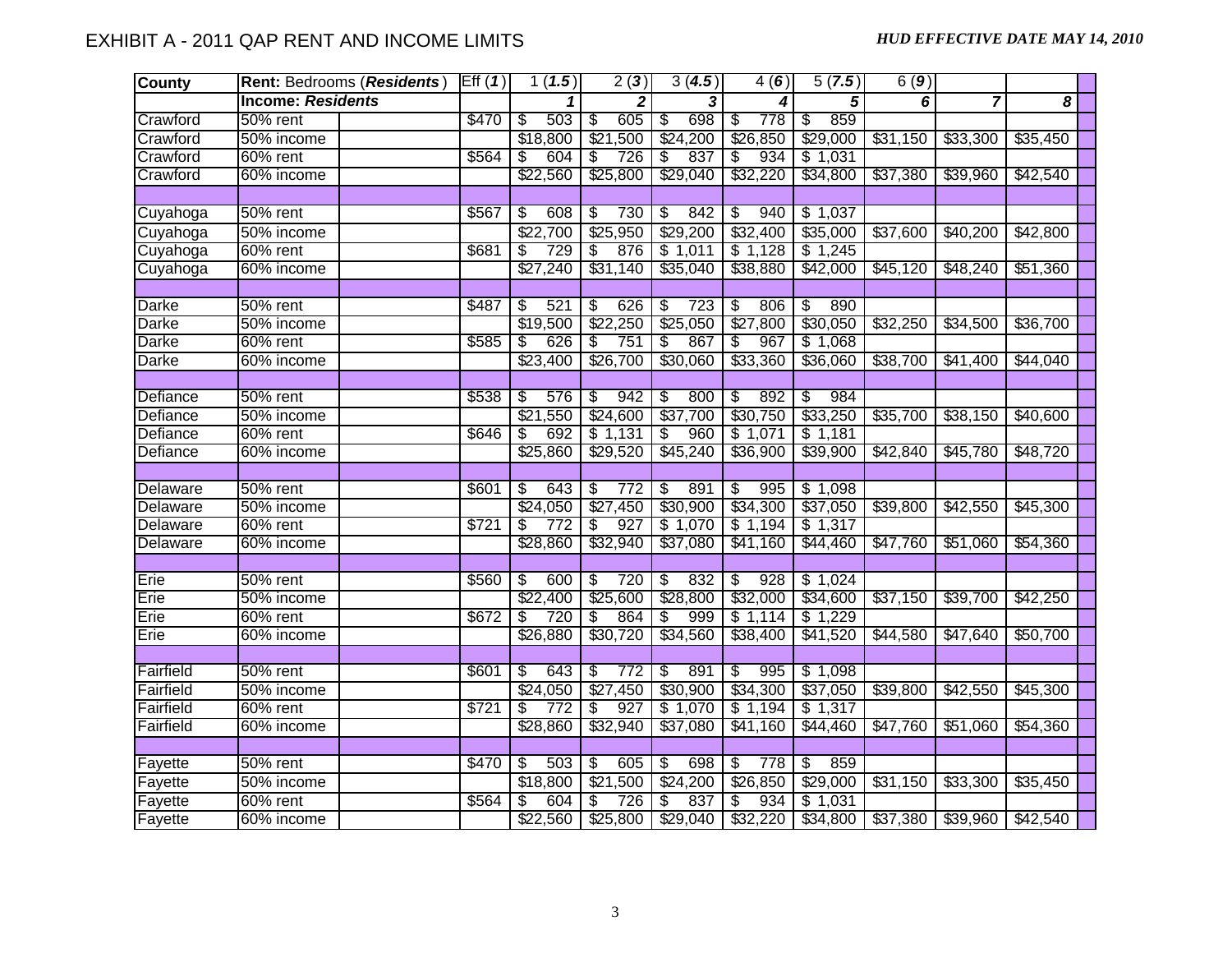# EXHIBIT A - 2011 QAP RENT AND INCOME LIMITS

***HUD EFFECTIVE DATE MAY 14, 2010***

| County | Rent: Bedrooms (*Residents*) | | Eff (*1*) | 1 (*1.5*) | 2 (*3*) | 3 (*4.5*) | 4 (*6*) | 5 (*7.5*) | 6 (*9*) | | |
|---|---|---|---|---|---|---|---|---|---|---|---|
| | **Income: *Residents*** | | | ***1*** | ***2*** | ***3*** | ***4*** | ***5*** | ***6*** | ***7*** | ***8*** |
| Crawford | 50% rent | | $470 | $ 503 | $ 605 | $ 698 | $ 778 | $ 859 | | | |
| Crawford | 50% income | | | $18,800 | $21,500 | $24,200 | $26,850 | $29,000 | $31,150 | $33,300 | $35,450 |
| Crawford | 60% rent | | $564 | $ 604 | $ 726 | $ 837 | $ 934 | $ 1,031 | | | |
| Crawford | 60% income | | | $22,560 | $25,800 | $29,040 | $32,220 | $34,800 | $37,380 | $39,960 | $42,540 |
| | | | | | | | | | | | |
| Cuyahoga | 50% rent | | $567 | $ 608 | $ 730 | $ 842 | $ 940 | $ 1,037 | | | |
| Cuyahoga | 50% income | | | $22,700 | $25,950 | $29,200 | $32,400 | $35,000 | $37,600 | $40,200 | $42,800 |
| Cuyahoga | 60% rent | | $681 | $ 729 | $ 876 | $ 1,011 | $ 1,128 | $ 1,245 | | | |
| Cuyahoga | 60% income | | | $27,240 | $31,140 | $35,040 | $38,880 | $42,000 | $45,120 | $48,240 | $51,360 |
| | | | | | | | | | | | |
| Darke | 50% rent | | $487 | $ 521 | $ 626 | $ 723 | $ 806 | $ 890 | | | |
| Darke | 50% income | | | $19,500 | $22,250 | $25,050 | $27,800 | $30,050 | $32,250 | $34,500 | $36,700 |
| Darke | 60% rent | | $585 | $ 626 | $ 751 | $ 867 | $ 967 | $ 1,068 | | | |
| Darke | 60% income | | | $23,400 | $26,700 | $30,060 | $33,360 | $36,060 | $38,700 | $41,400 | $44,040 |
| | | | | | | | | | | | |
| Defiance | 50% rent | | $538 | $ 576 | $ 942 | $ 800 | $ 892 | $ 984 | | | |
| Defiance | 50% income | | | $21,550 | $24,600 | $37,700 | $30,750 | $33,250 | $35,700 | $38,150 | $40,600 |
| Defiance | 60% rent | | $646 | $ 692 | $ 1,131 | $ 960 | $ 1,071 | $ 1,181 | | | |
| Defiance | 60% income | | | $25,860 | $29,520 | $45,240 | $36,900 | $39,900 | $42,840 | $45,780 | $48,720 |
| | | | | | | | | | | | |
| Delaware | 50% rent | | $601 | $ 643 | $ 772 | $ 891 | $ 995 | $ 1,098 | | | |
| Delaware | 50% income | | | $24,050 | $27,450 | $30,900 | $34,300 | $37,050 | $39,800 | $42,550 | $45,300 |
| Delaware | 60% rent | | $721 | $ 772 | $ 927 | $ 1,070 | $ 1,194 | $ 1,317 | | | |
| Delaware | 60% income | | | $28,860 | $32,940 | $37,080 | $41,160 | $44,460 | $47,760 | $51,060 | $54,360 |
| | | | | | | | | | | | |
| Erie | 50% rent | | $560 | $ 600 | $ 720 | $ 832 | $ 928 | $ 1,024 | | | |
| Erie | 50% income | | | $22,400 | $25,600 | $28,800 | $32,000 | $34,600 | $37,150 | $39,700 | $42,250 |
| Erie | 60% rent | | $672 | $ 720 | $ 864 | $ 999 | $ 1,114 | $ 1,229 | | | |
| Erie | 60% income | | | $26,880 | $30,720 | $34,560 | $38,400 | $41,520 | $44,580 | $47,640 | $50,700 |
| | | | | | | | | | | | |
| Fairfield | 50% rent | | $601 | $ 643 | $ 772 | $ 891 | $ 995 | $ 1,098 | | | |
| Fairfield | 50% income | | | $24,050 | $27,450 | $30,900 | $34,300 | $37,050 | $39,800 | $42,550 | $45,300 |
| Fairfield | 60% rent | | $721 | $ 772 | $ 927 | $ 1,070 | $ 1,194 | $ 1,317 | | | |
| Fairfield | 60% income | | | $28,860 | $32,940 | $37,080 | $41,160 | $44,460 | $47,760 | $51,060 | $54,360 |
| | | | | | | | | | | | |
| Fayette | 50% rent | | $470 | $ 503 | $ 605 | $ 698 | $ 778 | $ 859 | | | |
| Fayette | 50% income | | | $18,800 | $21,500 | $24,200 | $26,850 | $29,000 | $31,150 | $33,300 | $35,450 |
| Fayette | 60% rent | | $564 | $ 604 | $ 726 | $ 837 | $ 934 | $ 1,031 | | | |
| Fayette | 60% income | | | $22,560 | $25,800 | $29,040 | $32,220 | $34,800 | $37,380 | $39,960 | $42,540 |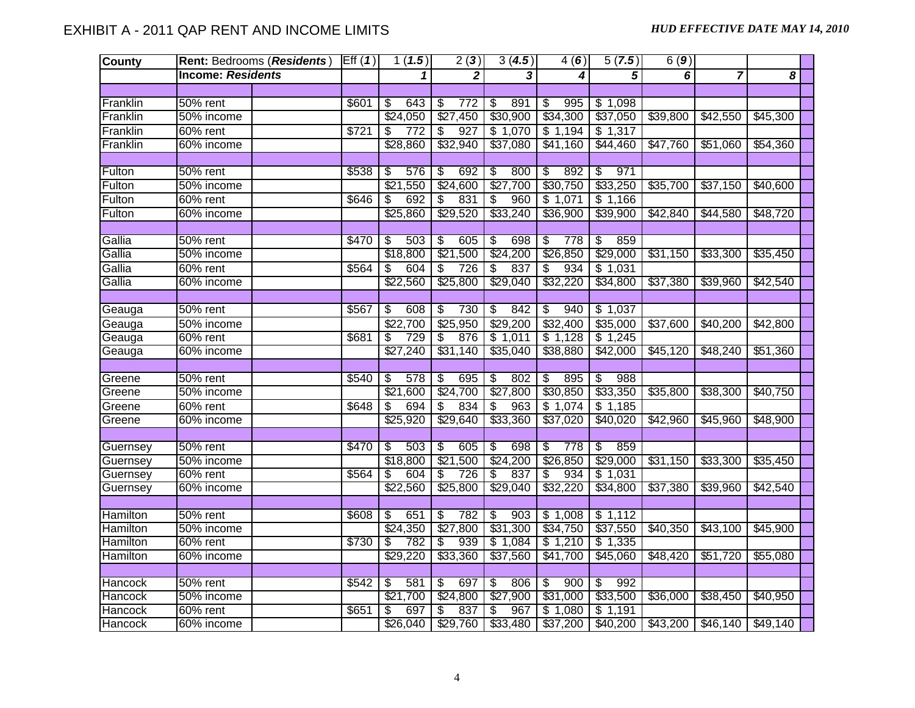## EXHIBIT A - 2011 QAP RENT AND INCOME LIMITS

***HUD EFFECTIVE DATE MAY 14, 2010***

| County | Rent: Bedrooms (*Residents*) | | Eff (*1*) | 1 (*1.5*) | 2 (*3*) | 3 (*4.5*) | 4 (*6*) | 5 (*7.5*) | 6 (*9*) | | |
|---|---|---|---|---|---|---|---|---|---|---|---|
| | ***Income: Residents*** | | | ***1*** | ***2*** | ***3*** | ***4*** | ***5*** | ***6*** | ***7*** | ***8*** |
| | | | | | | | | | | | |
| Franklin | 50% rent | | $601 | $ 643 | $ 772 | $ 891 | $ 995 | $ 1,098 | | | |
| Franklin | 50% income | | | $24,050 | $27,450 | $30,900 | $34,300 | $37,050 | $39,800 | $42,550 | $45,300 |
| Franklin | 60% rent | | $721 | $ 772 | $ 927 | $ 1,070 | $ 1,194 | $ 1,317 | | | |
| Franklin | 60% income | | | $28,860 | $32,940 | $37,080 | $41,160 | $44,460 | $47,760 | $51,060 | $54,360 |
| | | | | | | | | | | | |
| Fulton | 50% rent | | $538 | $ 576 | $ 692 | $ 800 | $ 892 | $ 971 | | | |
| Fulton | 50% income | | | $21,550 | $24,600 | $27,700 | $30,750 | $33,250 | $35,700 | $37,150 | $40,600 |
| Fulton | 60% rent | | $646 | $ 692 | $ 831 | $ 960 | $ 1,071 | $ 1,166 | | | |
| Fulton | 60% income | | | $25,860 | $29,520 | $33,240 | $36,900 | $39,900 | $42,840 | $44,580 | $48,720 |
| | | | | | | | | | | | |
| Gallia | 50% rent | | $470 | $ 503 | $ 605 | $ 698 | $ 778 | $ 859 | | | |
| Gallia | 50% income | | | $18,800 | $21,500 | $24,200 | $26,850 | $29,000 | $31,150 | $33,300 | $35,450 |
| Gallia | 60% rent | | $564 | $ 604 | $ 726 | $ 837 | $ 934 | $ 1,031 | | | |
| Gallia | 60% income | | | $22,560 | $25,800 | $29,040 | $32,220 | $34,800 | $37,380 | $39,960 | $42,540 |
| | | | | | | | | | | | |
| Geauga | 50% rent | | $567 | $ 608 | $ 730 | $ 842 | $ 940 | $ 1,037 | | | |
| Geauga | 50% income | | | $22,700 | $25,950 | $29,200 | $32,400 | $35,000 | $37,600 | $40,200 | $42,800 |
| Geauga | 60% rent | | $681 | $ 729 | $ 876 | $ 1,011 | $ 1,128 | $ 1,245 | | | |
| Geauga | 60% income | | | $27,240 | $31,140 | $35,040 | $38,880 | $42,000 | $45,120 | $48,240 | $51,360 |
| | | | | | | | | | | | |
| Greene | 50% rent | | $540 | $ 578 | $ 695 | $ 802 | $ 895 | $ 988 | | | |
| Greene | 50% income | | | $21,600 | $24,700 | $27,800 | $30,850 | $33,350 | $35,800 | $38,300 | $40,750 |
| Greene | 60% rent | | $648 | $ 694 | $ 834 | $ 963 | $ 1,074 | $ 1,185 | | | |
| Greene | 60% income | | | $25,920 | $29,640 | $33,360 | $37,020 | $40,020 | $42,960 | $45,960 | $48,900 |
| | | | | | | | | | | | |
| Guernsey | 50% rent | | $470 | $ 503 | $ 605 | $ 698 | $ 778 | $ 859 | | | |
| Guernsey | 50% income | | | $18,800 | $21,500 | $24,200 | $26,850 | $29,000 | $31,150 | $33,300 | $35,450 |
| Guernsey | 60% rent | | $564 | $ 604 | $ 726 | $ 837 | $ 934 | $ 1,031 | | | |
| Guernsey | 60% income | | | $22,560 | $25,800 | $29,040 | $32,220 | $34,800 | $37,380 | $39,960 | $42,540 |
| | | | | | | | | | | | |
| Hamilton | 50% rent | | $608 | $ 651 | $ 782 | $ 903 | $ 1,008 | $ 1,112 | | | |
| Hamilton | 50% income | | | $24,350 | $27,800 | $31,300 | $34,750 | $37,550 | $40,350 | $43,100 | $45,900 |
| Hamilton | 60% rent | | $730 | $ 782 | $ 939 | $ 1,084 | $ 1,210 | $ 1,335 | | | |
| Hamilton | 60% income | | | $29,220 | $33,360 | $37,560 | $41,700 | $45,060 | $48,420 | $51,720 | $55,080 |
| | | | | | | | | | | | |
| Hancock | 50% rent | | $542 | $ 581 | $ 697 | $ 806 | $ 900 | $ 992 | | | |
| Hancock | 50% income | | | $21,700 | $24,800 | $27,900 | $31,000 | $33,500 | $36,000 | $38,450 | $40,950 |
| Hancock | 60% rent | | $651 | $ 697 | $ 837 | $ 967 | $ 1,080 | $ 1,191 | | | |
| Hancock | 60% income | | | $26,040 | $29,760 | $33,480 | $37,200 | $40,200 | $43,200 | $46,140 | $49,140 |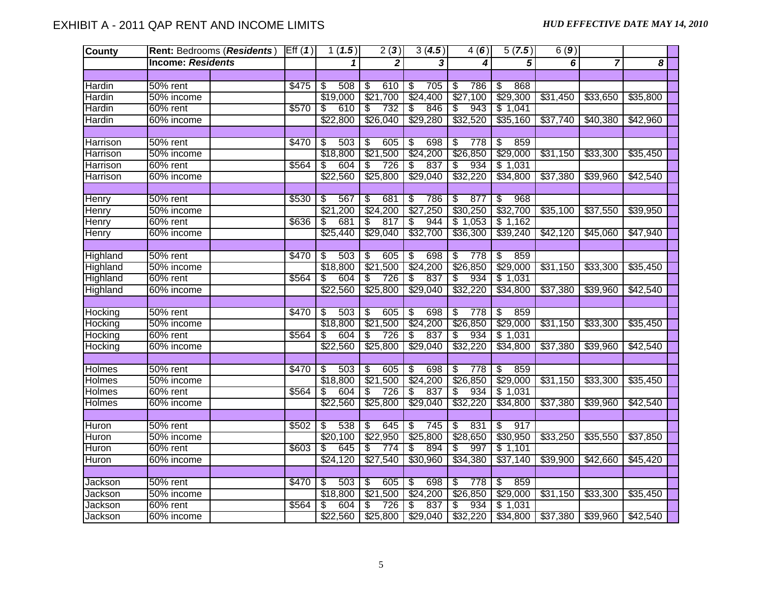# EXHIBIT A - 2011 QAP RENT AND INCOME LIMITS

***HUD EFFECTIVE DATE MAY 14, 2010***

| County | Rent: Bedrooms (***Residents***) | | Eff (***1***) | 1 (***1.5***) | 2 (***3***) | 3 (***4.5***) | 4 (***6***) | 5 (***7.5***) | 6 (***9***) | | |
|---|---|---|---|---|---|---|---|---|---|---|---|
| | **Income: *Residents*** | | | ***1*** | ***2*** | ***3*** | ***4*** | ***5*** | ***6*** | ***7*** | ***8*** |
| | | | | | | | | | | | |
| Hardin | 50% rent | | $475 | $ 508 | $ 610 | $ 705 | $ 786 | $ 868 | | | |
| Hardin | 50% income | | | $19,000 | $21,700 | $24,400 | $27,100 | $29,300 | $31,450 | $33,650 | $35,800 |
| Hardin | 60% rent | | $570 | $ 610 | $ 732 | $ 846 | $ 943 | $ 1,041 | | | |
| Hardin | 60% income | | | $22,800 | $26,040 | $29,280 | $32,520 | $35,160 | $37,740 | $40,380 | $42,960 |
| | | | | | | | | | | | |
| Harrison | 50% rent | | $470 | $ 503 | $ 605 | $ 698 | $ 778 | $ 859 | | | |
| Harrison | 50% income | | | $18,800 | $21,500 | $24,200 | $26,850 | $29,000 | $31,150 | $33,300 | $35,450 |
| Harrison | 60% rent | | $564 | $ 604 | $ 726 | $ 837 | $ 934 | $ 1,031 | | | |
| Harrison | 60% income | | | $22,560 | $25,800 | $29,040 | $32,220 | $34,800 | $37,380 | $39,960 | $42,540 |
| | | | | | | | | | | | |
| Henry | 50% rent | | $530 | $ 567 | $ 681 | $ 786 | $ 877 | $ 968 | | | |
| Henry | 50% income | | | $21,200 | $24,200 | $27,250 | $30,250 | $32,700 | $35,100 | $37,550 | $39,950 |
| Henry | 60% rent | | $636 | $ 681 | $ 817 | $ 944 | $ 1,053 | $ 1,162 | | | |
| Henry | 60% income | | | $25,440 | $29,040 | $32,700 | $36,300 | $39,240 | $42,120 | $45,060 | $47,940 |
| | | | | | | | | | | | |
| Highland | 50% rent | | $470 | $ 503 | $ 605 | $ 698 | $ 778 | $ 859 | | | |
| Highland | 50% income | | | $18,800 | $21,500 | $24,200 | $26,850 | $29,000 | $31,150 | $33,300 | $35,450 |
| Highland | 60% rent | | $564 | $ 604 | $ 726 | $ 837 | $ 934 | $ 1,031 | | | |
| Highland | 60% income | | | $22,560 | $25,800 | $29,040 | $32,220 | $34,800 | $37,380 | $39,960 | $42,540 |
| | | | | | | | | | | | |
| Hocking | 50% rent | | $470 | $ 503 | $ 605 | $ 698 | $ 778 | $ 859 | | | |
| Hocking | 50% income | | | $18,800 | $21,500 | $24,200 | $26,850 | $29,000 | $31,150 | $33,300 | $35,450 |
| Hocking | 60% rent | | $564 | $ 604 | $ 726 | $ 837 | $ 934 | $ 1,031 | | | |
| Hocking | 60% income | | | $22,560 | $25,800 | $29,040 | $32,220 | $34,800 | $37,380 | $39,960 | $42,540 |
| | | | | | | | | | | | |
| Holmes | 50% rent | | $470 | $ 503 | $ 605 | $ 698 | $ 778 | $ 859 | | | |
| Holmes | 50% income | | | $18,800 | $21,500 | $24,200 | $26,850 | $29,000 | $31,150 | $33,300 | $35,450 |
| Holmes | 60% rent | | $564 | $ 604 | $ 726 | $ 837 | $ 934 | $ 1,031 | | | |
| Holmes | 60% income | | | $22,560 | $25,800 | $29,040 | $32,220 | $34,800 | $37,380 | $39,960 | $42,540 |
| | | | | | | | | | | | |
| Huron | 50% rent | | $502 | $ 538 | $ 645 | $ 745 | $ 831 | $ 917 | | | |
| Huron | 50% income | | | $20,100 | $22,950 | $25,800 | $28,650 | $30,950 | $33,250 | $35,550 | $37,850 |
| Huron | 60% rent | | $603 | $ 645 | $ 774 | $ 894 | $ 997 | $ 1,101 | | | |
| Huron | 60% income | | | $24,120 | $27,540 | $30,960 | $34,380 | $37,140 | $39,900 | $42,660 | $45,420 |
| | | | | | | | | | | | |
| Jackson | 50% rent | | $470 | $ 503 | $ 605 | $ 698 | $ 778 | $ 859 | | | |
| Jackson | 50% income | | | $18,800 | $21,500 | $24,200 | $26,850 | $29,000 | $31,150 | $33,300 | $35,450 |
| Jackson | 60% rent | | $564 | $ 604 | $ 726 | $ 837 | $ 934 | $ 1,031 | | | |
| Jackson | 60% income | | | $22,560 | $25,800 | $29,040 | $32,220 | $34,800 | $37,380 | $39,960 | $42,540 |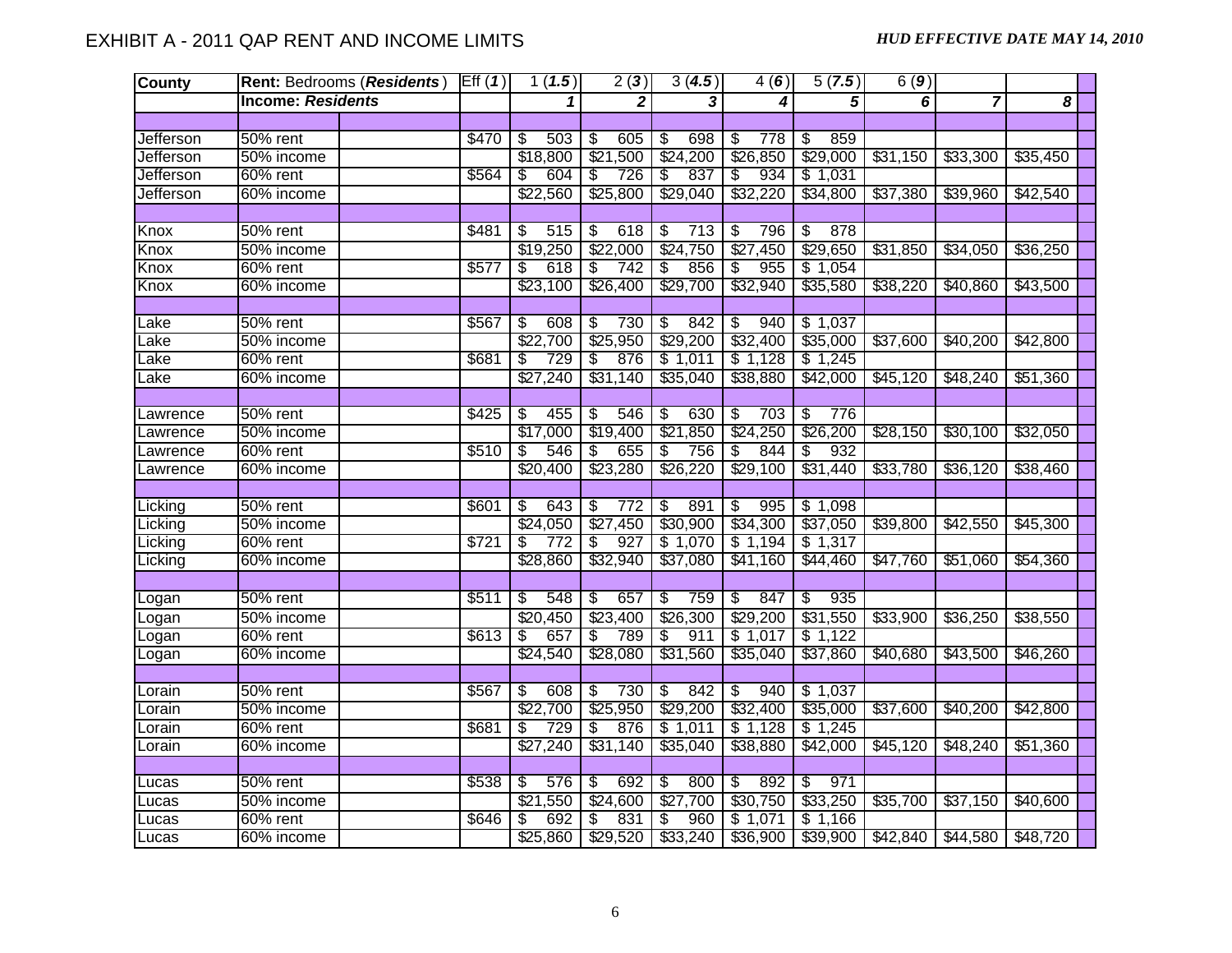# EXHIBIT A - 2011 QAP RENT AND INCOME LIMITS

***HUD EFFECTIVE DATE MAY 14, 2010***

| County | Rent: Bedrooms (***Residents***) | | Eff (***1***) | 1 (***1.5***) | 2 (***3***) | 3 (***4.5***) | 4 (***6***) | 5 (***7.5***) | 6 (***9***) | | |
|---|---|---|---|---|---|---|---|---|---|---|---|
| | **Income: *Residents*** | | | ***1*** | ***2*** | ***3*** | ***4*** | ***5*** | ***6*** | ***7*** | ***8*** |
| | | | | | | | | | | | |
| Jefferson | 50% rent | | $470 | $ 503 | $ 605 | $ 698 | $ 778 | $ 859 | | | |
| Jefferson | 50% income | | | $18,800 | $21,500 | $24,200 | $26,850 | $29,000 | $31,150 | $33,300 | $35,450 |
| Jefferson | 60% rent | | $564 | $ 604 | $ 726 | $ 837 | $ 934 | $ 1,031 | | | |
| Jefferson | 60% income | | | $22,560 | $25,800 | $29,040 | $32,220 | $34,800 | $37,380 | $39,960 | $42,540 |
| | | | | | | | | | | | |
| Knox | 50% rent | | $481 | $ 515 | $ 618 | $ 713 | $ 796 | $ 878 | | | |
| Knox | 50% income | | | $19,250 | $22,000 | $24,750 | $27,450 | $29,650 | $31,850 | $34,050 | $36,250 |
| Knox | 60% rent | | $577 | $ 618 | $ 742 | $ 856 | $ 955 | $ 1,054 | | | |
| Knox | 60% income | | | $23,100 | $26,400 | $29,700 | $32,940 | $35,580 | $38,220 | $40,860 | $43,500 |
| | | | | | | | | | | | |
| Lake | 50% rent | | $567 | $ 608 | $ 730 | $ 842 | $ 940 | $ 1,037 | | | |
| Lake | 50% income | | | $22,700 | $25,950 | $29,200 | $32,400 | $35,000 | $37,600 | $40,200 | $42,800 |
| Lake | 60% rent | | $681 | $ 729 | $ 876 | $ 1,011 | $ 1,128 | $ 1,245 | | | |
| Lake | 60% income | | | $27,240 | $31,140 | $35,040 | $38,880 | $42,000 | $45,120 | $48,240 | $51,360 |
| | | | | | | | | | | | |
| Lawrence | 50% rent | | $425 | $ 455 | $ 546 | $ 630 | $ 703 | $ 776 | | | |
| Lawrence | 50% income | | | $17,000 | $19,400 | $21,850 | $24,250 | $26,200 | $28,150 | $30,100 | $32,050 |
| Lawrence | 60% rent | | $510 | $ 546 | $ 655 | $ 756 | $ 844 | $ 932 | | | |
| Lawrence | 60% income | | | $20,400 | $23,280 | $26,220 | $29,100 | $31,440 | $33,780 | $36,120 | $38,460 |
| | | | | | | | | | | | |
| Licking | 50% rent | | $601 | $ 643 | $ 772 | $ 891 | $ 995 | $ 1,098 | | | |
| Licking | 50% income | | | $24,050 | $27,450 | $30,900 | $34,300 | $37,050 | $39,800 | $42,550 | $45,300 |
| Licking | 60% rent | | $721 | $ 772 | $ 927 | $ 1,070 | $ 1,194 | $ 1,317 | | | |
| Licking | 60% income | | | $28,860 | $32,940 | $37,080 | $41,160 | $44,460 | $47,760 | $51,060 | $54,360 |
| | | | | | | | | | | | |
| Logan | 50% rent | | $511 | $ 548 | $ 657 | $ 759 | $ 847 | $ 935 | | | |
| Logan | 50% income | | | $20,450 | $23,400 | $26,300 | $29,200 | $31,550 | $33,900 | $36,250 | $38,550 |
| Logan | 60% rent | | $613 | $ 657 | $ 789 | $ 911 | $ 1,017 | $ 1,122 | | | |
| Logan | 60% income | | | $24,540 | $28,080 | $31,560 | $35,040 | $37,860 | $40,680 | $43,500 | $46,260 |
| | | | | | | | | | | | |
| Lorain | 50% rent | | $567 | $ 608 | $ 730 | $ 842 | $ 940 | $ 1,037 | | | |
| Lorain | 50% income | | | $22,700 | $25,950 | $29,200 | $32,400 | $35,000 | $37,600 | $40,200 | $42,800 |
| Lorain | 60% rent | | $681 | $ 729 | $ 876 | $ 1,011 | $ 1,128 | $ 1,245 | | | |
| Lorain | 60% income | | | $27,240 | $31,140 | $35,040 | $38,880 | $42,000 | $45,120 | $48,240 | $51,360 |
| | | | | | | | | | | | |
| Lucas | 50% rent | | $538 | $ 576 | $ 692 | $ 800 | $ 892 | $ 971 | | | |
| Lucas | 50% income | | | $21,550 | $24,600 | $27,700 | $30,750 | $33,250 | $35,700 | $37,150 | $40,600 |
| Lucas | 60% rent | | $646 | $ 692 | $ 831 | $ 960 | $ 1,071 | $ 1,166 | | | |
| Lucas | 60% income | | | $25,860 | $29,520 | $33,240 | $36,900 | $39,900 | $42,840 | $44,580 | $48,720 |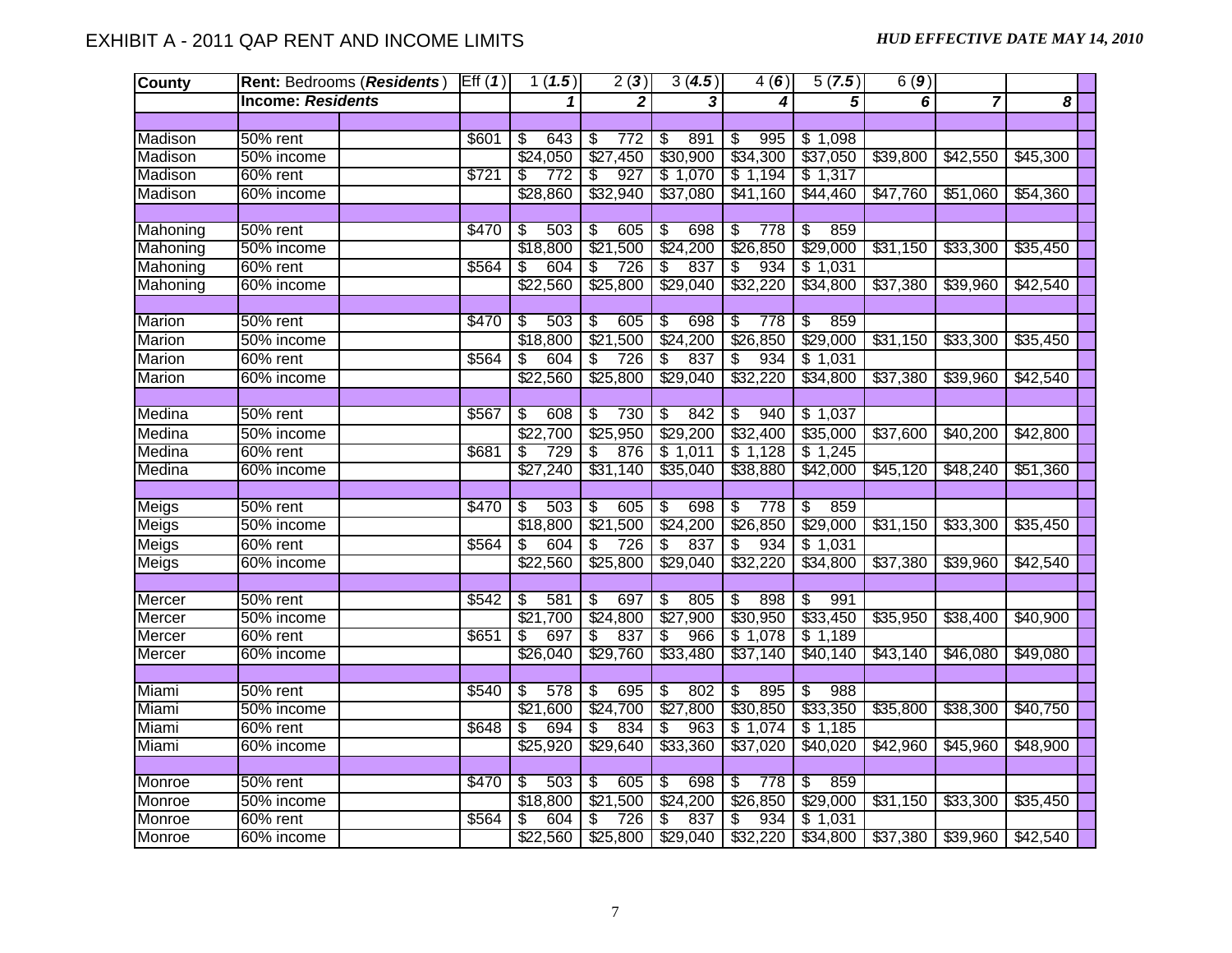# EXHIBIT A - 2011 QAP RENT AND INCOME LIMITS

***HUD EFFECTIVE DATE MAY 14, 2010***

| County | Rent: Bedrooms (*Residents*) | Eff (*1*) | 1 (*1.5*) | 2 (*3*) | 3 (*4.5*) | 4 (*6*) | 5 (*7.5*) | 6 (*9*) | | |
|---|---|---|---|---|---|---|---|---|---|---|
| | **Income: *Residents*** | | ***1*** | ***2*** | ***3*** | ***4*** | ***5*** | ***6*** | ***7*** | ***8*** |
| | | | | | | | | | | |
| Madison | 50% rent | $601 | $ 643 | $ 772 | $ 891 | $ 995 | $ 1,098 | | | |
| Madison | 50% income | | $24,050 | $27,450 | $30,900 | $34,300 | $37,050 | $39,800 | $42,550 | $45,300 |
| Madison | 60% rent | $721 | $ 772 | $ 927 | $ 1,070 | $ 1,194 | $ 1,317 | | | |
| Madison | 60% income | | $28,860 | $32,940 | $37,080 | $41,160 | $44,460 | $47,760 | $51,060 | $54,360 |
| | | | | | | | | | | |
| Mahoning | 50% rent | $470 | $ 503 | $ 605 | $ 698 | $ 778 | $ 859 | | | |
| Mahoning | 50% income | | $18,800 | $21,500 | $24,200 | $26,850 | $29,000 | $31,150 | $33,300 | $35,450 |
| Mahoning | 60% rent | $564 | $ 604 | $ 726 | $ 837 | $ 934 | $ 1,031 | | | |
| Mahoning | 60% income | | $22,560 | $25,800 | $29,040 | $32,220 | $34,800 | $37,380 | $39,960 | $42,540 |
| | | | | | | | | | | |
| Marion | 50% rent | $470 | $ 503 | $ 605 | $ 698 | $ 778 | $ 859 | | | |
| Marion | 50% income | | $18,800 | $21,500 | $24,200 | $26,850 | $29,000 | $31,150 | $33,300 | $35,450 |
| Marion | 60% rent | $564 | $ 604 | $ 726 | $ 837 | $ 934 | $ 1,031 | | | |
| Marion | 60% income | | $22,560 | $25,800 | $29,040 | $32,220 | $34,800 | $37,380 | $39,960 | $42,540 |
| | | | | | | | | | | |
| Medina | 50% rent | $567 | $ 608 | $ 730 | $ 842 | $ 940 | $ 1,037 | | | |
| Medina | 50% income | | $22,700 | $25,950 | $29,200 | $32,400 | $35,000 | $37,600 | $40,200 | $42,800 |
| Medina | 60% rent | $681 | $ 729 | $ 876 | $ 1,011 | $ 1,128 | $ 1,245 | | | |
| Medina | 60% income | | $27,240 | $31,140 | $35,040 | $38,880 | $42,000 | $45,120 | $48,240 | $51,360 |
| | | | | | | | | | | |
| Meigs | 50% rent | $470 | $ 503 | $ 605 | $ 698 | $ 778 | $ 859 | | | |
| Meigs | 50% income | | $18,800 | $21,500 | $24,200 | $26,850 | $29,000 | $31,150 | $33,300 | $35,450 |
| Meigs | 60% rent | $564 | $ 604 | $ 726 | $ 837 | $ 934 | $ 1,031 | | | |
| Meigs | 60% income | | $22,560 | $25,800 | $29,040 | $32,220 | $34,800 | $37,380 | $39,960 | $42,540 |
| | | | | | | | | | | |
| Mercer | 50% rent | $542 | $ 581 | $ 697 | $ 805 | $ 898 | $ 991 | | | |
| Mercer | 50% income | | $21,700 | $24,800 | $27,900 | $30,950 | $33,450 | $35,950 | $38,400 | $40,900 |
| Mercer | 60% rent | $651 | $ 697 | $ 837 | $ 966 | $ 1,078 | $ 1,189 | | | |
| Mercer | 60% income | | $26,040 | $29,760 | $33,480 | $37,140 | $40,140 | $43,140 | $46,080 | $49,080 |
| | | | | | | | | | | |
| Miami | 50% rent | $540 | $ 578 | $ 695 | $ 802 | $ 895 | $ 988 | | | |
| Miami | 50% income | | $21,600 | $24,700 | $27,800 | $30,850 | $33,350 | $35,800 | $38,300 | $40,750 |
| Miami | 60% rent | $648 | $ 694 | $ 834 | $ 963 | $ 1,074 | $ 1,185 | | | |
| Miami | 60% income | | $25,920 | $29,640 | $33,360 | $37,020 | $40,020 | $42,960 | $45,960 | $48,900 |
| | | | | | | | | | | |
| Monroe | 50% rent | $470 | $ 503 | $ 605 | $ 698 | $ 778 | $ 859 | | | |
| Monroe | 50% income | | $18,800 | $21,500 | $24,200 | $26,850 | $29,000 | $31,150 | $33,300 | $35,450 |
| Monroe | 60% rent | $564 | $ 604 | $ 726 | $ 837 | $ 934 | $ 1,031 | | | |
| Monroe | 60% income | | $22,560 | $25,800 | $29,040 | $32,220 | $34,800 | $37,380 | $39,960 | $42,540 |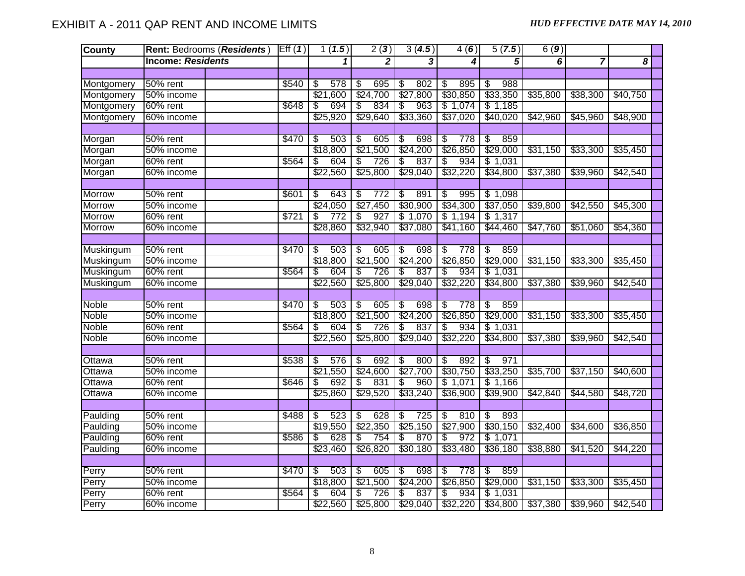# EXHIBIT A - 2011 QAP RENT AND INCOME LIMITS

***HUD EFFECTIVE DATE MAY 14, 2010***

| County | Rent: Bedrooms (***Residents***) | | Eff (***1***) | 1 (***1.5***) | 2 (***3***) | 3 (***4.5***) | 4 (***6***) | 5 (***7.5***) | 6 (***9***) | | |
|---|---|---|---|---|---|---|---|---|---|---|---|
| | ***Income: Residents*** | | | ***1*** | ***2*** | ***3*** | ***4*** | ***5*** | ***6*** | ***7*** | ***8*** |
| | | | | | | | | | | | |
| Montgomery | 50% rent | | $540 | $ 578 | $ 695 | $ 802 | $ 895 | $ 988 | | | |
| Montgomery | 50% income | | | $21,600 | $24,700 | $27,800 | $30,850 | $33,350 | $35,800 | $38,300 | $40,750 |
| Montgomery | 60% rent | | $648 | $ 694 | $ 834 | $ 963 | $ 1,074 | $ 1,185 | | | |
| Montgomery | 60% income | | | $25,920 | $29,640 | $33,360 | $37,020 | $40,020 | $42,960 | $45,960 | $48,900 |
| | | | | | | | | | | | |
| Morgan | 50% rent | | $470 | $ 503 | $ 605 | $ 698 | $ 778 | $ 859 | | | |
| Morgan | 50% income | | | $18,800 | $21,500 | $24,200 | $26,850 | $29,000 | $31,150 | $33,300 | $35,450 |
| Morgan | 60% rent | | $564 | $ 604 | $ 726 | $ 837 | $ 934 | $ 1,031 | | | |
| Morgan | 60% income | | | $22,560 | $25,800 | $29,040 | $32,220 | $34,800 | $37,380 | $39,960 | $42,540 |
| | | | | | | | | | | | |
| Morrow | 50% rent | | $601 | $ 643 | $ 772 | $ 891 | $ 995 | $ 1,098 | | | |
| Morrow | 50% income | | | $24,050 | $27,450 | $30,900 | $34,300 | $37,050 | $39,800 | $42,550 | $45,300 |
| Morrow | 60% rent | | $721 | $ 772 | $ 927 | $ 1,070 | $ 1,194 | $ 1,317 | | | |
| Morrow | 60% income | | | $28,860 | $32,940 | $37,080 | $41,160 | $44,460 | $47,760 | $51,060 | $54,360 |
| | | | | | | | | | | | |
| Muskingum | 50% rent | | $470 | $ 503 | $ 605 | $ 698 | $ 778 | $ 859 | | | |
| Muskingum | 50% income | | | $18,800 | $21,500 | $24,200 | $26,850 | $29,000 | $31,150 | $33,300 | $35,450 |
| Muskingum | 60% rent | | $564 | $ 604 | $ 726 | $ 837 | $ 934 | $ 1,031 | | | |
| Muskingum | 60% income | | | $22,560 | $25,800 | $29,040 | $32,220 | $34,800 | $37,380 | $39,960 | $42,540 |
| | | | | | | | | | | | |
| Noble | 50% rent | | $470 | $ 503 | $ 605 | $ 698 | $ 778 | $ 859 | | | |
| Noble | 50% income | | | $18,800 | $21,500 | $24,200 | $26,850 | $29,000 | $31,150 | $33,300 | $35,450 |
| Noble | 60% rent | | $564 | $ 604 | $ 726 | $ 837 | $ 934 | $ 1,031 | | | |
| Noble | 60% income | | | $22,560 | $25,800 | $29,040 | $32,220 | $34,800 | $37,380 | $39,960 | $42,540 |
| | | | | | | | | | | | |
| Ottawa | 50% rent | | $538 | $ 576 | $ 692 | $ 800 | $ 892 | $ 971 | | | |
| Ottawa | 50% income | | | $21,550 | $24,600 | $27,700 | $30,750 | $33,250 | $35,700 | $37,150 | $40,600 |
| Ottawa | 60% rent | | $646 | $ 692 | $ 831 | $ 960 | $ 1,071 | $ 1,166 | | | |
| Ottawa | 60% income | | | $25,860 | $29,520 | $33,240 | $36,900 | $39,900 | $42,840 | $44,580 | $48,720 |
| | | | | | | | | | | | |
| Paulding | 50% rent | | $488 | $ 523 | $ 628 | $ 725 | $ 810 | $ 893 | | | |
| Paulding | 50% income | | | $19,550 | $22,350 | $25,150 | $27,900 | $30,150 | $32,400 | $34,600 | $36,850 |
| Paulding | 60% rent | | $586 | $ 628 | $ 754 | $ 870 | $ 972 | $ 1,071 | | | |
| Paulding | 60% income | | | $23,460 | $26,820 | $30,180 | $33,480 | $36,180 | $38,880 | $41,520 | $44,220 |
| | | | | | | | | | | | |
| Perry | 50% rent | | $470 | $ 503 | $ 605 | $ 698 | $ 778 | $ 859 | | | |
| Perry | 50% income | | | $18,800 | $21,500 | $24,200 | $26,850 | $29,000 | $31,150 | $33,300 | $35,450 |
| Perry | 60% rent | | $564 | $ 604 | $ 726 | $ 837 | $ 934 | $ 1,031 | | | |
| Perry | 60% income | | | $22,560 | $25,800 | $29,040 | $32,220 | $34,800 | $37,380 | $39,960 | $42,540 |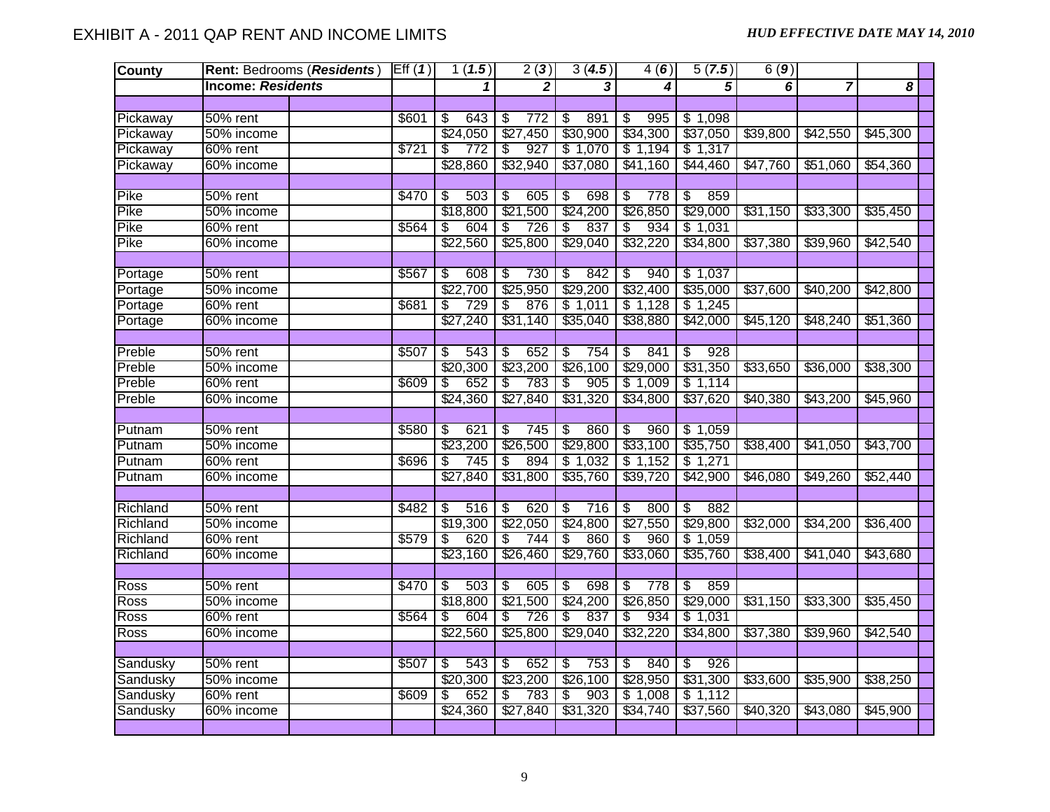# EXHIBIT A - 2011 QAP RENT AND INCOME LIMITS

***HUD EFFECTIVE DATE MAY 14, 2010***

| County | Rent: Bedrooms (***Residents***) | | Eff (***1***) | 1 (***1.5***) | 2 (***3***) | 3 (***4.5***) | 4 (***6***) | 5 (***7.5***) | 6 (***9***) | | |
|---|---|---|---|---|---|---|---|---|---|---|---|
| | **Income: *Residents*** | | | ***1*** | ***2*** | ***3*** | ***4*** | ***5*** | ***6*** | ***7*** | ***8*** |
| | | | | | | | | | | | |
| Pickaway | 50% rent | | $601 | $ 643 | $ 772 | $ 891 | $ 995 | $ 1,098 | | | |
| Pickaway | 50% income | | | $24,050 | $27,450 | $30,900 | $34,300 | $37,050 | $39,800 | $42,550 | $45,300 |
| Pickaway | 60% rent | | $721 | $ 772 | $ 927 | $ 1,070 | $ 1,194 | $ 1,317 | | | |
| Pickaway | 60% income | | | $28,860 | $32,940 | $37,080 | $41,160 | $44,460 | $47,760 | $51,060 | $54,360 |
| | | | | | | | | | | | |
| Pike | 50% rent | | $470 | $ 503 | $ 605 | $ 698 | $ 778 | $ 859 | | | |
| Pike | 50% income | | | $18,800 | $21,500 | $24,200 | $26,850 | $29,000 | $31,150 | $33,300 | $35,450 |
| Pike | 60% rent | | $564 | $ 604 | $ 726 | $ 837 | $ 934 | $ 1,031 | | | |
| Pike | 60% income | | | $22,560 | $25,800 | $29,040 | $32,220 | $34,800 | $37,380 | $39,960 | $42,540 |
| | | | | | | | | | | | |
| Portage | 50% rent | | $567 | $ 608 | $ 730 | $ 842 | $ 940 | $ 1,037 | | | |
| Portage | 50% income | | | $22,700 | $25,950 | $29,200 | $32,400 | $35,000 | $37,600 | $40,200 | $42,800 |
| Portage | 60% rent | | $681 | $ 729 | $ 876 | $ 1,011 | $ 1,128 | $ 1,245 | | | |
| Portage | 60% income | | | $27,240 | $31,140 | $35,040 | $38,880 | $42,000 | $45,120 | $48,240 | $51,360 |
| | | | | | | | | | | | |
| Preble | 50% rent | | $507 | $ 543 | $ 652 | $ 754 | $ 841 | $ 928 | | | |
| Preble | 50% income | | | $20,300 | $23,200 | $26,100 | $29,000 | $31,350 | $33,650 | $36,000 | $38,300 |
| Preble | 60% rent | | $609 | $ 652 | $ 783 | $ 905 | $ 1,009 | $ 1,114 | | | |
| Preble | 60% income | | | $24,360 | $27,840 | $31,320 | $34,800 | $37,620 | $40,380 | $43,200 | $45,960 |
| | | | | | | | | | | | |
| Putnam | 50% rent | | $580 | $ 621 | $ 745 | $ 860 | $ 960 | $ 1,059 | | | |
| Putnam | 50% income | | | $23,200 | $26,500 | $29,800 | $33,100 | $35,750 | $38,400 | $41,050 | $43,700 |
| Putnam | 60% rent | | $696 | $ 745 | $ 894 | $ 1,032 | $ 1,152 | $ 1,271 | | | |
| Putnam | 60% income | | | $27,840 | $31,800 | $35,760 | $39,720 | $42,900 | $46,080 | $49,260 | $52,440 |
| | | | | | | | | | | | |
| Richland | 50% rent | | $482 | $ 516 | $ 620 | $ 716 | $ 800 | $ 882 | | | |
| Richland | 50% income | | | $19,300 | $22,050 | $24,800 | $27,550 | $29,800 | $32,000 | $34,200 | $36,400 |
| Richland | 60% rent | | $579 | $ 620 | $ 744 | $ 860 | $ 960 | $ 1,059 | | | |
| Richland | 60% income | | | $23,160 | $26,460 | $29,760 | $33,060 | $35,760 | $38,400 | $41,040 | $43,680 |
| | | | | | | | | | | | |
| Ross | 50% rent | | $470 | $ 503 | $ 605 | $ 698 | $ 778 | $ 859 | | | |
| Ross | 50% income | | | $18,800 | $21,500 | $24,200 | $26,850 | $29,000 | $31,150 | $33,300 | $35,450 |
| Ross | 60% rent | | $564 | $ 604 | $ 726 | $ 837 | $ 934 | $ 1,031 | | | |
| Ross | 60% income | | | $22,560 | $25,800 | $29,040 | $32,220 | $34,800 | $37,380 | $39,960 | $42,540 |
| | | | | | | | | | | | |
| Sandusky | 50% rent | | $507 | $ 543 | $ 652 | $ 753 | $ 840 | $ 926 | | | |
| Sandusky | 50% income | | | $20,300 | $23,200 | $26,100 | $28,950 | $31,300 | $33,600 | $35,900 | $38,250 |
| Sandusky | 60% rent | | $609 | $ 652 | $ 783 | $ 903 | $ 1,008 | $ 1,112 | | | |
| Sandusky | 60% income | | | $24,360 | $27,840 | $31,320 | $34,740 | $37,560 | $40,320 | $43,080 | $45,900 |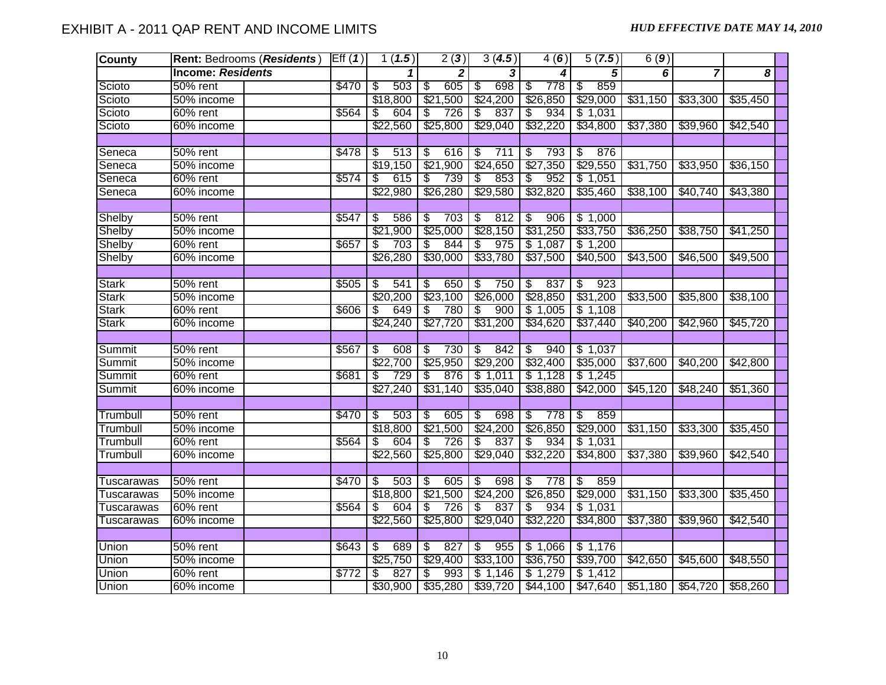# EXHIBIT A - 2011 QAP RENT AND INCOME LIMITS

***HUD EFFECTIVE DATE MAY 14, 2010***

| County | Rent: Bedrooms (***Residents***) | | Eff (***1***) | 1 (***1.5***) | 2 (***3***) | 3 (***4.5***) | 4 (***6***) | 5 (***7.5***) | 6 (***9***) | | |
|---|---|---|---|---|---|---|---|---|---|---|---|
| | **Income: *Residents*** | | | ***1*** | ***2*** | ***3*** | ***4*** | ***5*** | ***6*** | ***7*** | ***8*** |
| Scioto | 50% rent | | $470 | $ 503 | $ 605 | $ 698 | $ 778 | $ 859 | | | |
| Scioto | 50% income | | | $18,800 | $21,500 | $24,200 | $26,850 | $29,000 | $31,150 | $33,300 | $35,450 |
| Scioto | 60% rent | | $564 | $ 604 | $ 726 | $ 837 | $ 934 | $ 1,031 | | | |
| Scioto | 60% income | | | $22,560 | $25,800 | $29,040 | $32,220 | $34,800 | $37,380 | $39,960 | $42,540 |
| | | | | | | | | | | | |
| Seneca | 50% rent | | $478 | $ 513 | $ 616 | $ 711 | $ 793 | $ 876 | | | |
| Seneca | 50% income | | | $19,150 | $21,900 | $24,650 | $27,350 | $29,550 | $31,750 | $33,950 | $36,150 |
| Seneca | 60% rent | | $574 | $ 615 | $ 739 | $ 853 | $ 952 | $ 1,051 | | | |
| Seneca | 60% income | | | $22,980 | $26,280 | $29,580 | $32,820 | $35,460 | $38,100 | $40,740 | $43,380 |
| | | | | | | | | | | | |
| Shelby | 50% rent | | $547 | $ 586 | $ 703 | $ 812 | $ 906 | $ 1,000 | | | |
| Shelby | 50% income | | | $21,900 | $25,000 | $28,150 | $31,250 | $33,750 | $36,250 | $38,750 | $41,250 |
| Shelby | 60% rent | | $657 | $ 703 | $ 844 | $ 975 | $ 1,087 | $ 1,200 | | | |
| Shelby | 60% income | | | $26,280 | $30,000 | $33,780 | $37,500 | $40,500 | $43,500 | $46,500 | $49,500 |
| | | | | | | | | | | | |
| Stark | 50% rent | | $505 | $ 541 | $ 650 | $ 750 | $ 837 | $ 923 | | | |
| Stark | 50% income | | | $20,200 | $23,100 | $26,000 | $28,850 | $31,200 | $33,500 | $35,800 | $38,100 |
| Stark | 60% rent | | $606 | $ 649 | $ 780 | $ 900 | $ 1,005 | $ 1,108 | | | |
| Stark | 60% income | | | $24,240 | $27,720 | $31,200 | $34,620 | $37,440 | $40,200 | $42,960 | $45,720 |
| | | | | | | | | | | | |
| Summit | 50% rent | | $567 | $ 608 | $ 730 | $ 842 | $ 940 | $ 1,037 | | | |
| Summit | 50% income | | | $22,700 | $25,950 | $29,200 | $32,400 | $35,000 | $37,600 | $40,200 | $42,800 |
| Summit | 60% rent | | $681 | $ 729 | $ 876 | $ 1,011 | $ 1,128 | $ 1,245 | | | |
| Summit | 60% income | | | $27,240 | $31,140 | $35,040 | $38,880 | $42,000 | $45,120 | $48,240 | $51,360 |
| | | | | | | | | | | | |
| Trumbull | 50% rent | | $470 | $ 503 | $ 605 | $ 698 | $ 778 | $ 859 | | | |
| Trumbull | 50% income | | | $18,800 | $21,500 | $24,200 | $26,850 | $29,000 | $31,150 | $33,300 | $35,450 |
| Trumbull | 60% rent | | $564 | $ 604 | $ 726 | $ 837 | $ 934 | $ 1,031 | | | |
| Trumbull | 60% income | | | $22,560 | $25,800 | $29,040 | $32,220 | $34,800 | $37,380 | $39,960 | $42,540 |
| | | | | | | | | | | | |
| Tuscarawas | 50% rent | | $470 | $ 503 | $ 605 | $ 698 | $ 778 | $ 859 | | | |
| Tuscarawas | 50% income | | | $18,800 | $21,500 | $24,200 | $26,850 | $29,000 | $31,150 | $33,300 | $35,450 |
| Tuscarawas | 60% rent | | $564 | $ 604 | $ 726 | $ 837 | $ 934 | $ 1,031 | | | |
| Tuscarawas | 60% income | | | $22,560 | $25,800 | $29,040 | $32,220 | $34,800 | $37,380 | $39,960 | $42,540 |
| | | | | | | | | | | | |
| Union | 50% rent | | $643 | $ 689 | $ 827 | $ 955 | $ 1,066 | $ 1,176 | | | |
| Union | 50% income | | | $25,750 | $29,400 | $33,100 | $36,750 | $39,700 | $42,650 | $45,600 | $48,550 |
| Union | 60% rent | | $772 | $ 827 | $ 993 | $ 1,146 | $ 1,279 | $ 1,412 | | | |
| Union | 60% income | | | $30,900 | $35,280 | $39,720 | $44,100 | $47,640 | $51,180 | $54,720 | $58,260 |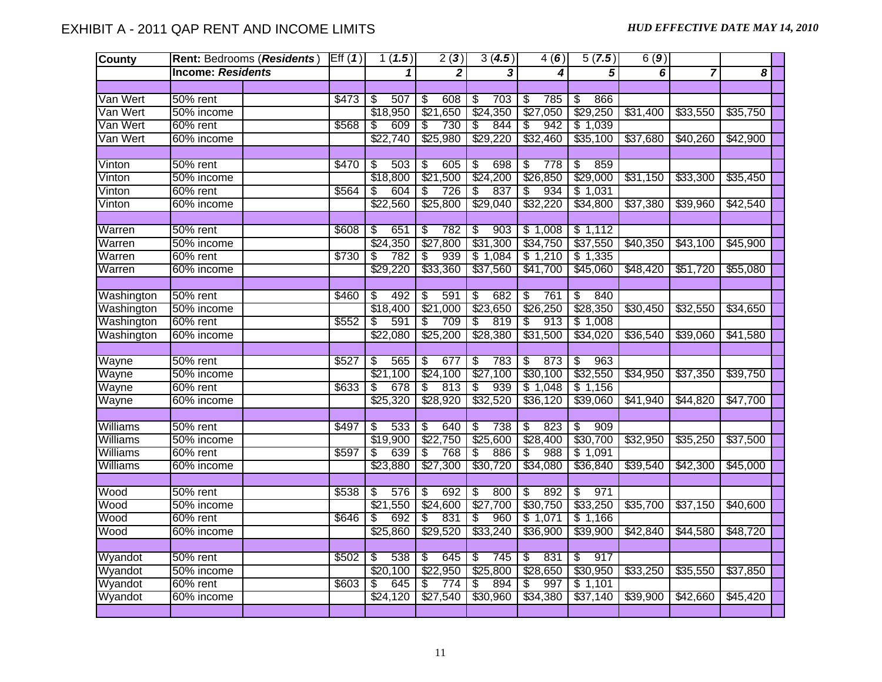# EXHIBIT A - 2011 QAP RENT AND INCOME LIMITS

*HUD EFFECTIVE DATE MAY 14, 2010*

| County | Rent: Bedrooms (***Residents***) | | Eff (***1***) | 1 (***1.5***) | 2 (***3***) | 3 (***4.5***) | 4 (***6***) | 5 (***7.5***) | 6 (***9***) | | |
|---|---|---|---|---|---|---|---|---|---|---|---|
| | **Income: *Residents*** | | | ***1*** | ***2*** | ***3*** | ***4*** | ***5*** | ***6*** | ***7*** | ***8*** |
| | | | | | | | | | | | |
| Van Wert | 50% rent | | $473 | $ 507 | $ 608 | $ 703 | $ 785 | $ 866 | | | |
| Van Wert | 50% income | | | $18,950 | $21,650 | $24,350 | $27,050 | $29,250 | $31,400 | $33,550 | $35,750 |
| Van Wert | 60% rent | | $568 | $ 609 | $ 730 | $ 844 | $ 942 | $ 1,039 | | | |
| Van Wert | 60% income | | | $22,740 | $25,980 | $29,220 | $32,460 | $35,100 | $37,680 | $40,260 | $42,900 |
| | | | | | | | | | | | |
| Vinton | 50% rent | | $470 | $ 503 | $ 605 | $ 698 | $ 778 | $ 859 | | | |
| Vinton | 50% income | | | $18,800 | $21,500 | $24,200 | $26,850 | $29,000 | $31,150 | $33,300 | $35,450 |
| Vinton | 60% rent | | $564 | $ 604 | $ 726 | $ 837 | $ 934 | $ 1,031 | | | |
| Vinton | 60% income | | | $22,560 | $25,800 | $29,040 | $32,220 | $34,800 | $37,380 | $39,960 | $42,540 |
| | | | | | | | | | | | |
| Warren | 50% rent | | $608 | $ 651 | $ 782 | $ 903 | $ 1,008 | $ 1,112 | | | |
| Warren | 50% income | | | $24,350 | $27,800 | $31,300 | $34,750 | $37,550 | $40,350 | $43,100 | $45,900 |
| Warren | 60% rent | | $730 | $ 782 | $ 939 | $ 1,084 | $ 1,210 | $ 1,335 | | | |
| Warren | 60% income | | | $29,220 | $33,360 | $37,560 | $41,700 | $45,060 | $48,420 | $51,720 | $55,080 |
| | | | | | | | | | | | |
| Washington | 50% rent | | $460 | $ 492 | $ 591 | $ 682 | $ 761 | $ 840 | | | |
| Washington | 50% income | | | $18,400 | $21,000 | $23,650 | $26,250 | $28,350 | $30,450 | $32,550 | $34,650 |
| Washington | 60% rent | | $552 | $ 591 | $ 709 | $ 819 | $ 913 | $ 1,008 | | | |
| Washington | 60% income | | | $22,080 | $25,200 | $28,380 | $31,500 | $34,020 | $36,540 | $39,060 | $41,580 |
| | | | | | | | | | | | |
| Wayne | 50% rent | | $527 | $ 565 | $ 677 | $ 783 | $ 873 | $ 963 | | | |
| Wayne | 50% income | | | $21,100 | $24,100 | $27,100 | $30,100 | $32,550 | $34,950 | $37,350 | $39,750 |
| Wayne | 60% rent | | $633 | $ 678 | $ 813 | $ 939 | $ 1,048 | $ 1,156 | | | |
| Wayne | 60% income | | | $25,320 | $28,920 | $32,520 | $36,120 | $39,060 | $41,940 | $44,820 | $47,700 |
| | | | | | | | | | | | |
| Williams | 50% rent | | $497 | $ 533 | $ 640 | $ 738 | $ 823 | $ 909 | | | |
| Williams | 50% income | | | $19,900 | $22,750 | $25,600 | $28,400 | $30,700 | $32,950 | $35,250 | $37,500 |
| Williams | 60% rent | | $597 | $ 639 | $ 768 | $ 886 | $ 988 | $ 1,091 | | | |
| Williams | 60% income | | | $23,880 | $27,300 | $30,720 | $34,080 | $36,840 | $39,540 | $42,300 | $45,000 |
| | | | | | | | | | | | |
| Wood | 50% rent | | $538 | $ 576 | $ 692 | $ 800 | $ 892 | $ 971 | | | |
| Wood | 50% income | | | $21,550 | $24,600 | $27,700 | $30,750 | $33,250 | $35,700 | $37,150 | $40,600 |
| Wood | 60% rent | | $646 | $ 692 | $ 831 | $ 960 | $ 1,071 | $ 1,166 | | | |
| Wood | 60% income | | | $25,860 | $29,520 | $33,240 | $36,900 | $39,900 | $42,840 | $44,580 | $48,720 |
| | | | | | | | | | | | |
| Wyandot | 50% rent | | $502 | $ 538 | $ 645 | $ 745 | $ 831 | $ 917 | | | |
| Wyandot | 50% income | | | $20,100 | $22,950 | $25,800 | $28,650 | $30,950 | $33,250 | $35,550 | $37,850 |
| Wyandot | 60% rent | | $603 | $ 645 | $ 774 | $ 894 | $ 997 | $ 1,101 | | | |
| Wyandot | 60% income | | | $24,120 | $27,540 | $30,960 | $34,380 | $37,140 | $39,900 | $42,660 | $45,420 |
| | | | | | | | | | | | |